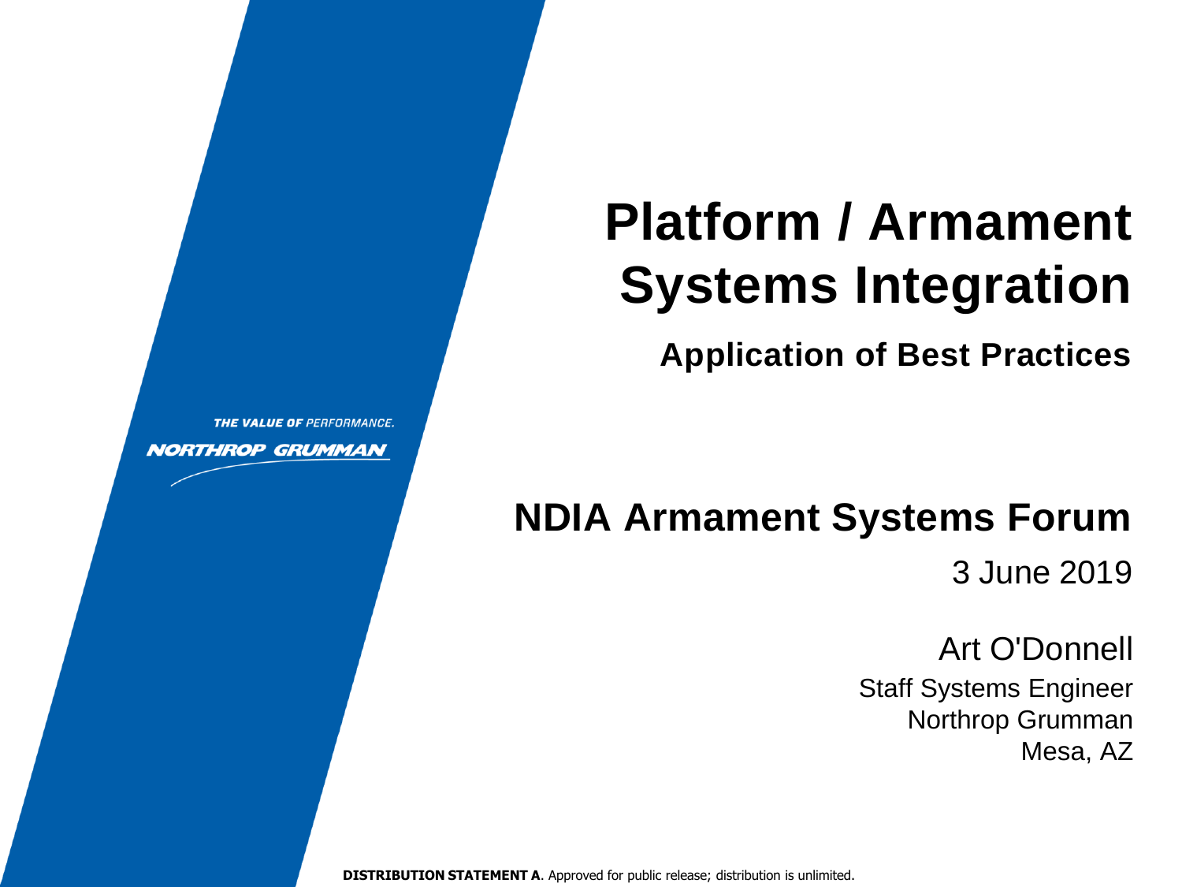# Platform / Armament Systems Integration

## Application of Best Practices

THE VALUE OF PERFORMANCE.

NORTHROP GRUMMAN

## NDIA Armament Systems Forum

3 June 2019

Art O'Donnell

Staff Systems Engineer
Northrop Grumman
Mesa, AZ

**DISTRIBUTION STATEMENT A**. Approved for public release; distribution is unlimited.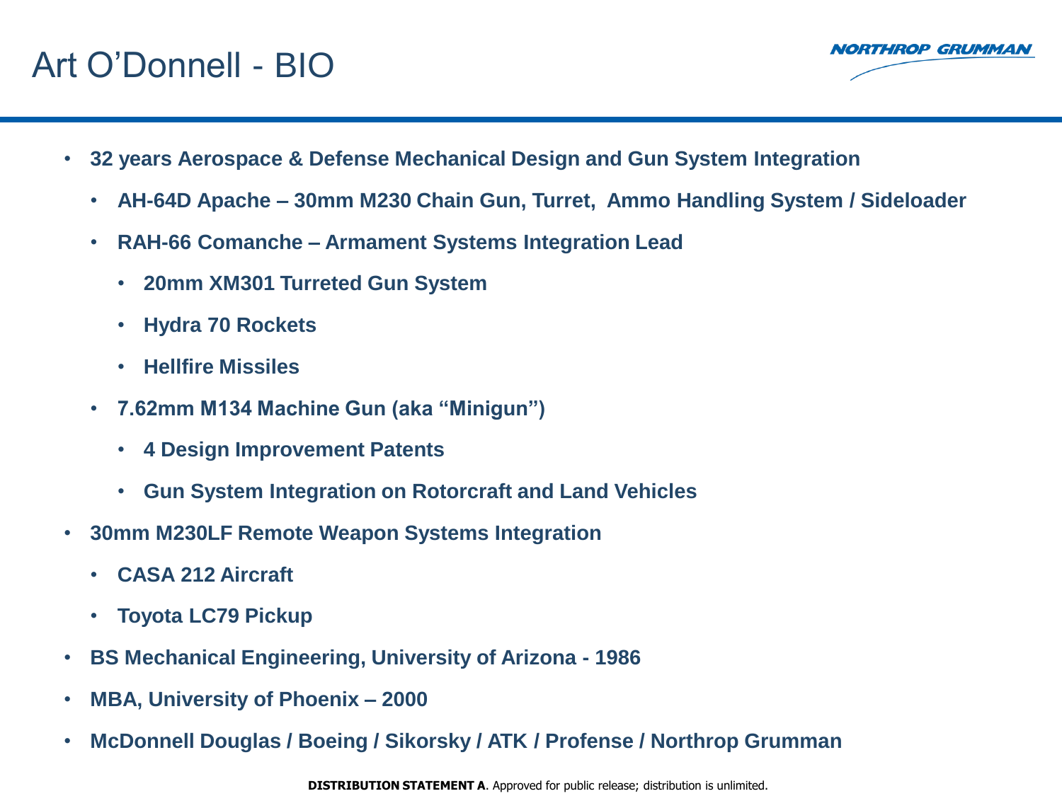# Art O'Donnell - BIO

- **32 years Aerospace & Defense Mechanical Design and Gun System Integration**
  - **AH-64D Apache – 30mm M230 Chain Gun, Turret, Ammo Handling System / Sideloader**
  - **RAH-66 Comanche – Armament Systems Integration Lead**
    - **20mm XM301 Turreted Gun System**
    - **Hydra 70 Rockets**
    - **Hellfire Missiles**
  - **7.62mm M134 Machine Gun (aka "Minigun")**
    - **4 Design Improvement Patents**
    - **Gun System Integration on Rotorcraft and Land Vehicles**
- **30mm M230LF Remote Weapon Systems Integration**
  - **CASA 212 Aircraft**
  - **Toyota LC79 Pickup**
- **BS Mechanical Engineering, University of Arizona - 1986**
- **MBA, University of Phoenix – 2000**
- **McDonnell Douglas / Boeing / Sikorsky / ATK / Profense / Northrop Grumman**

**DISTRIBUTION STATEMENT A**. Approved for public release; distribution is unlimited.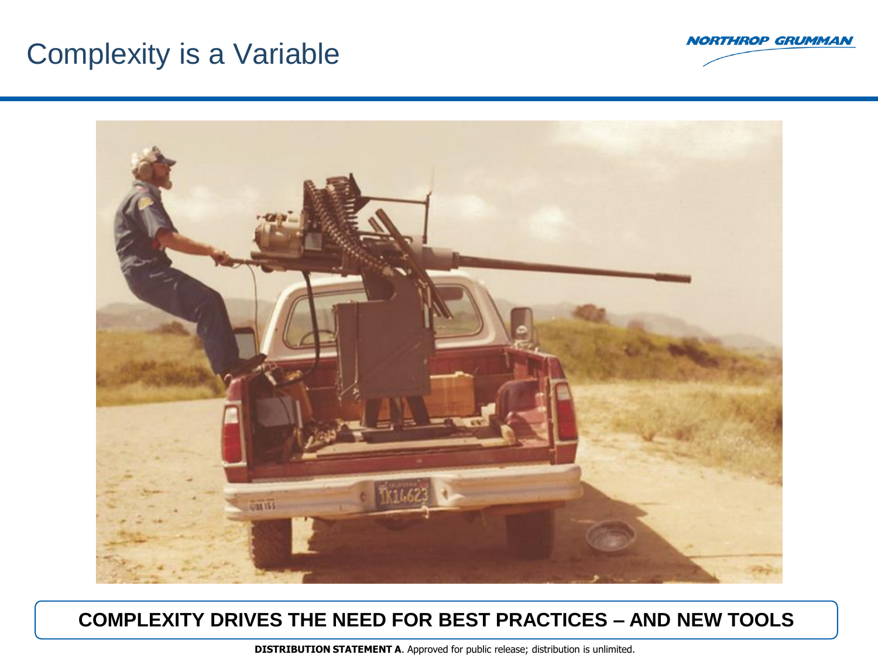# Complexity is a Variable

**COMPLEXITY DRIVES THE NEED FOR BEST PRACTICES – AND NEW TOOLS**

**DISTRIBUTION STATEMENT A**. Approved for public release; distribution is unlimited.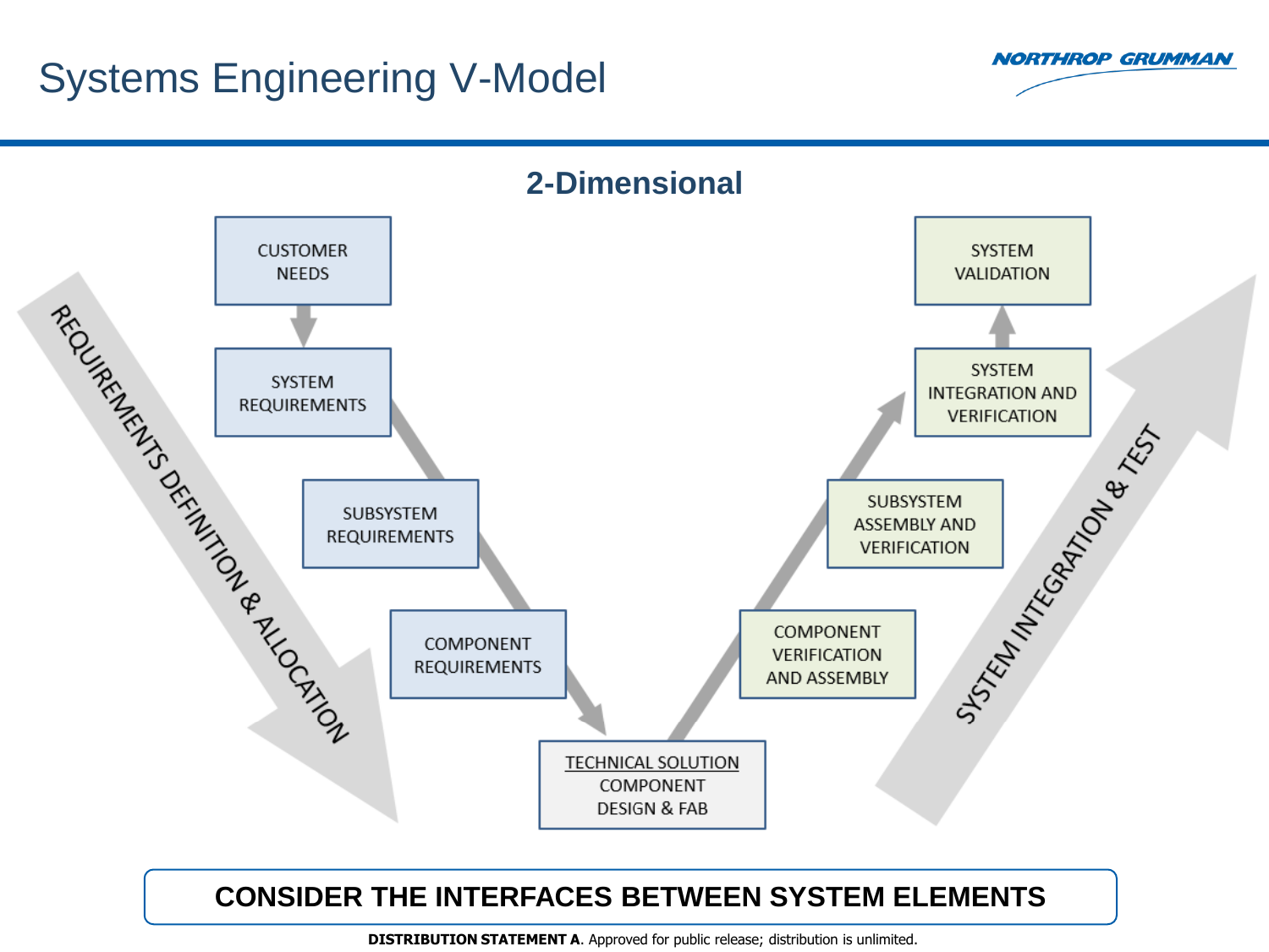# Systems Engineering V-Model

## 2-Dimensional

CUSTOMER NEEDS

SYSTEM REQUIREMENTS

SUBSYSTEM REQUIREMENTS

COMPONENT REQUIREMENTS

TECHNICAL SOLUTION
COMPONENT DESIGN & FAB

COMPONENT VERIFICATION AND ASSEMBLY

SUBSYSTEM ASSEMBLY AND VERIFICATION

SYSTEM INTEGRATION AND VERIFICATION

SYSTEM VALIDATION

REQUIREMENTS DEFINITION & ALLOCATION

SYSTEM INTEGRATION & TEST

**CONSIDER THE INTERFACES BETWEEN SYSTEM ELEMENTS**

**DISTRIBUTION STATEMENT A**. Approved for public release; distribution is unlimited.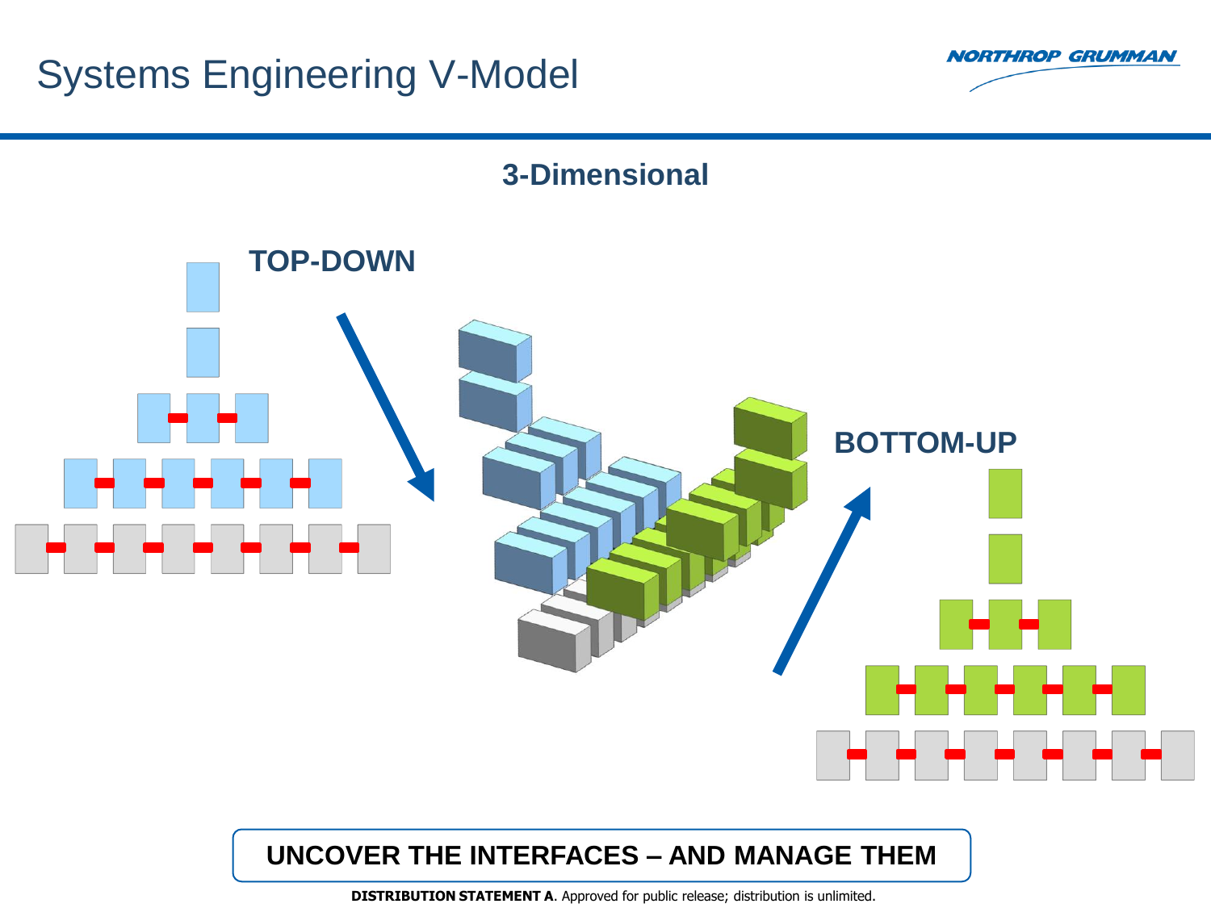# Systems Engineering V-Model

## 3-Dimensional

**TOP-DOWN**

**BOTTOM-UP**

**UNCOVER THE INTERFACES – AND MANAGE THEM**

**DISTRIBUTION STATEMENT A**. Approved for public release; distribution is unlimited.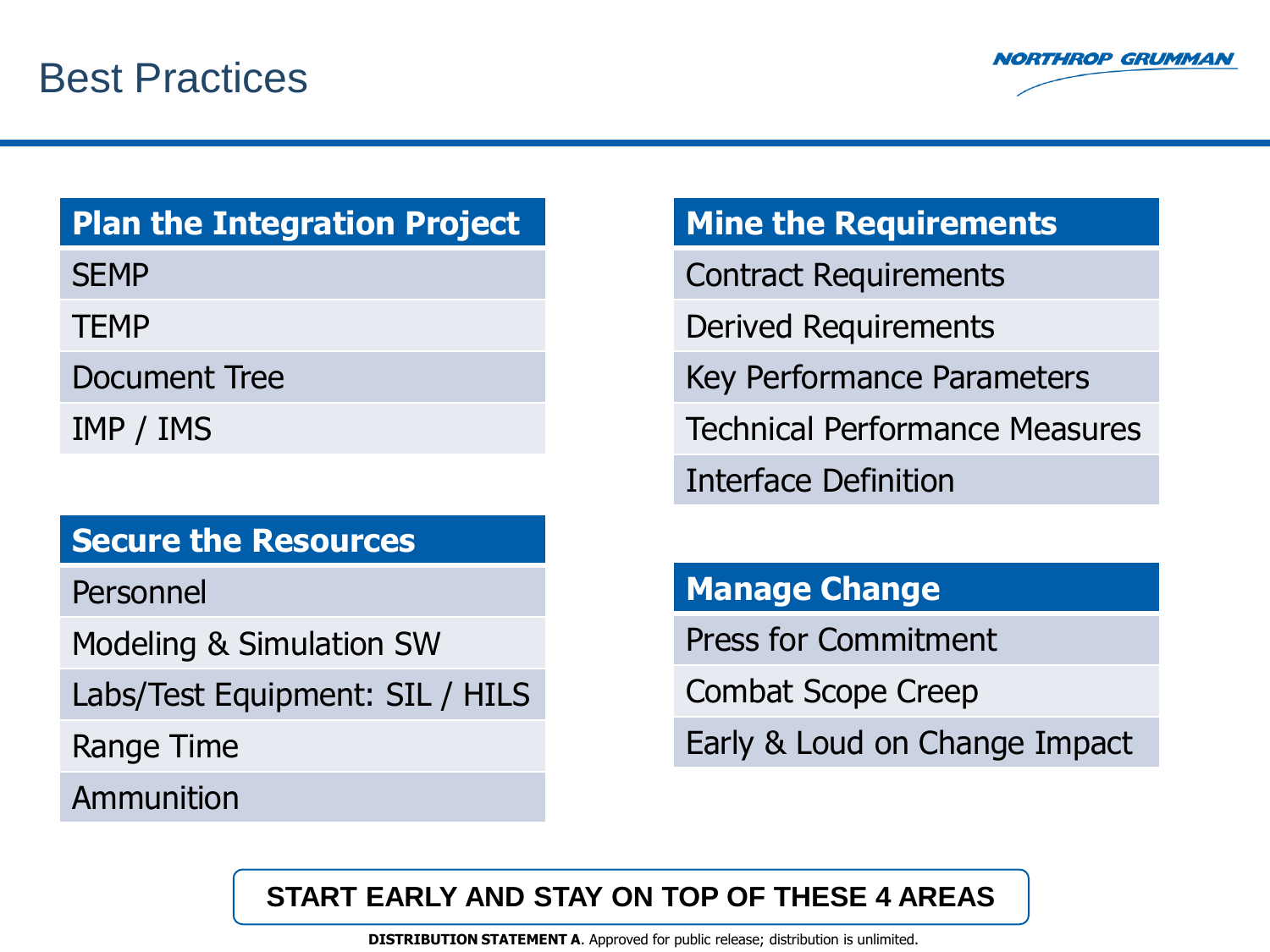# Best Practices

| Plan the Integration Project |
|---|
| SEMP |
| TEMP |
| Document Tree |
| IMP / IMS |

| Secure the Resources |
|---|
| Personnel |
| Modeling & Simulation SW |
| Labs/Test Equipment: SIL / HILS |
| Range Time |
| Ammunition |

| Mine the Requirements |
|---|
| Contract Requirements |
| Derived Requirements |
| Key Performance Parameters |
| Technical Performance Measures |
| Interface Definition |

| Manage Change |
|---|
| Press for Commitment |
| Combat Scope Creep |
| Early & Loud on Change Impact |

**START EARLY AND STAY ON TOP OF THESE 4 AREAS**

**DISTRIBUTION STATEMENT A**. Approved for public release; distribution is unlimited.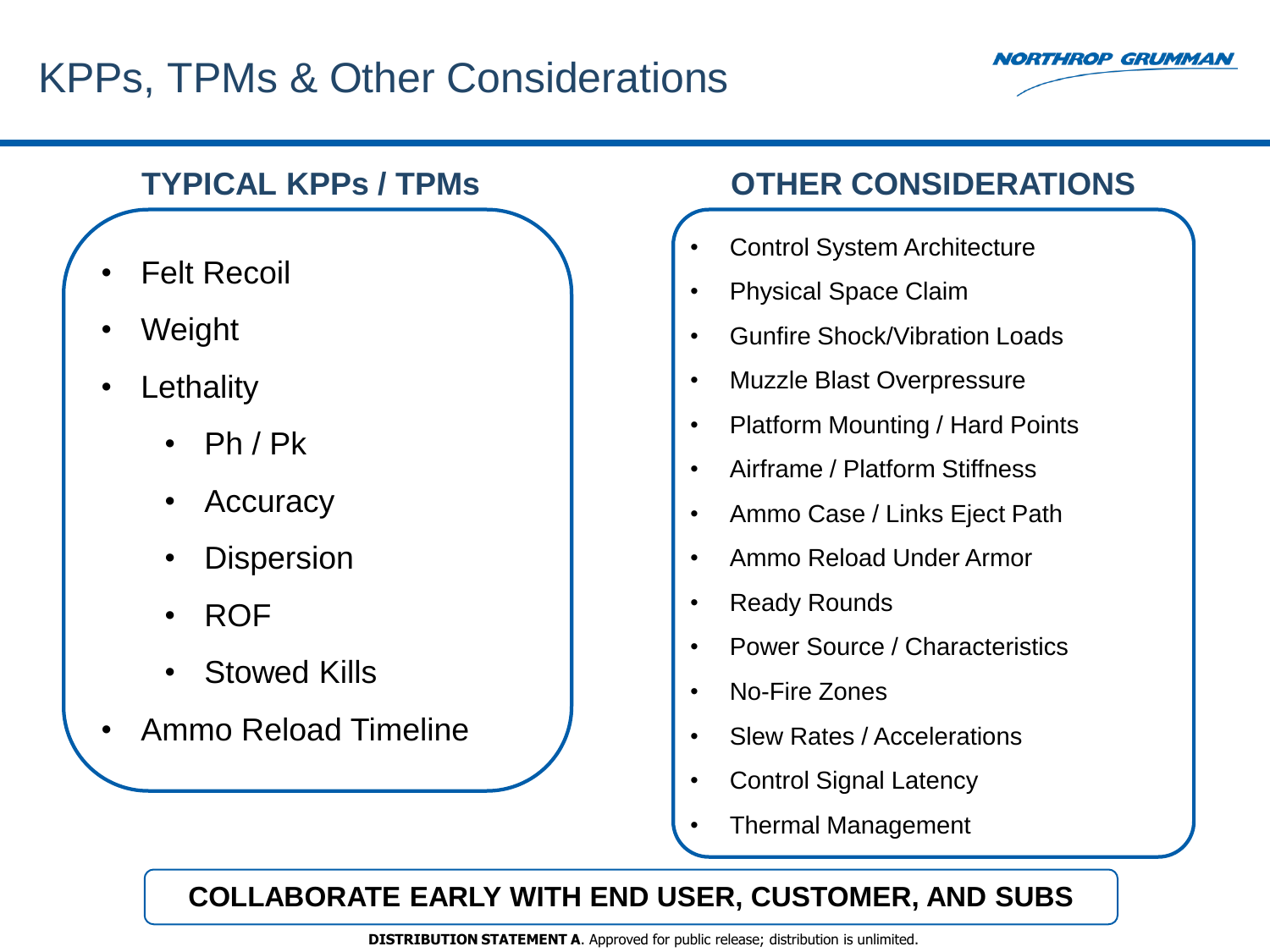# KPPs, TPMs & Other Considerations

## TYPICAL KPPs / TPMs

- Felt Recoil
- Weight
- Lethality
  - Ph / Pk
  - Accuracy
  - Dispersion
  - ROF
  - Stowed Kills
- Ammo Reload Timeline

## OTHER CONSIDERATIONS

- Control System Architecture
- Physical Space Claim
- Gunfire Shock/Vibration Loads
- Muzzle Blast Overpressure
- Platform Mounting / Hard Points
- Airframe / Platform Stiffness
- Ammo Case / Links Eject Path
- Ammo Reload Under Armor
- Ready Rounds
- Power Source / Characteristics
- No-Fire Zones
- Slew Rates / Accelerations
- Control Signal Latency
- Thermal Management

**COLLABORATE EARLY WITH END USER, CUSTOMER, AND SUBS**

**DISTRIBUTION STATEMENT A**. Approved for public release; distribution is unlimited.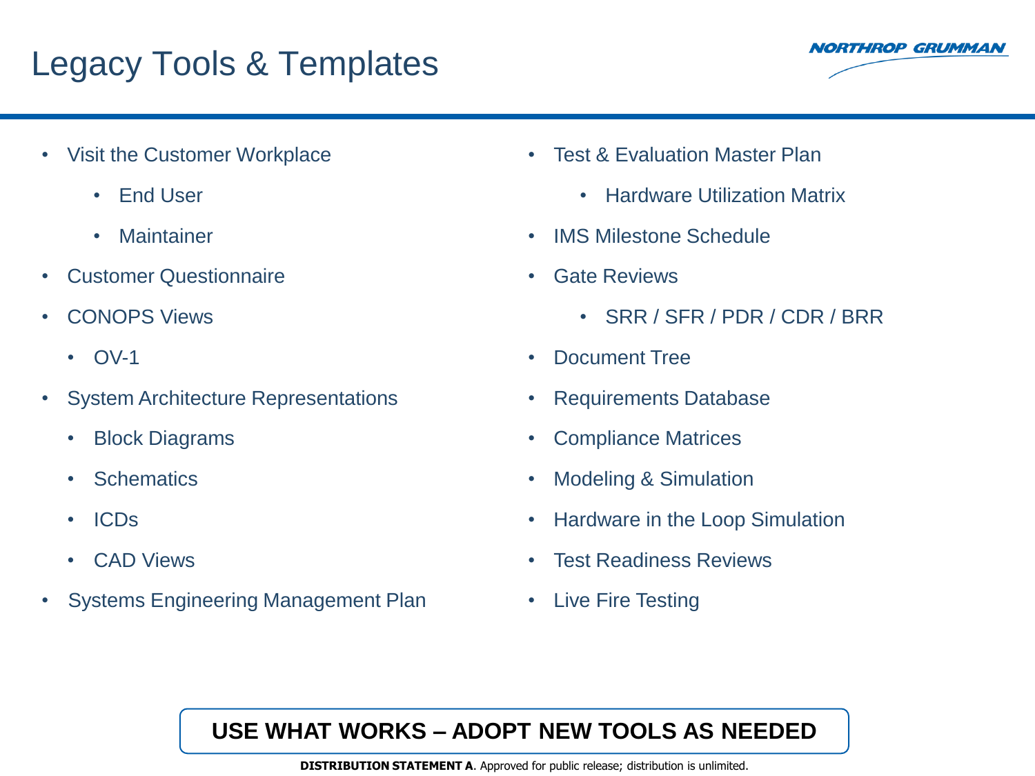# Legacy Tools & Templates

- Visit the Customer Workplace
  - End User
  - Maintainer
- Customer Questionnaire
- CONOPS Views
  - OV-1
- System Architecture Representations
  - Block Diagrams
  - Schematics
  - ICDs
  - CAD Views
- Systems Engineering Management Plan
- Test & Evaluation Master Plan
  - Hardware Utilization Matrix
- IMS Milestone Schedule
- Gate Reviews
  - SRR / SFR / PDR / CDR / BRR
- Document Tree
- Requirements Database
- Compliance Matrices
- Modeling & Simulation
- Hardware in the Loop Simulation
- Test Readiness Reviews
- Live Fire Testing

**USE WHAT WORKS – ADOPT NEW TOOLS AS NEEDED**

**DISTRIBUTION STATEMENT A**. Approved for public release; distribution is unlimited.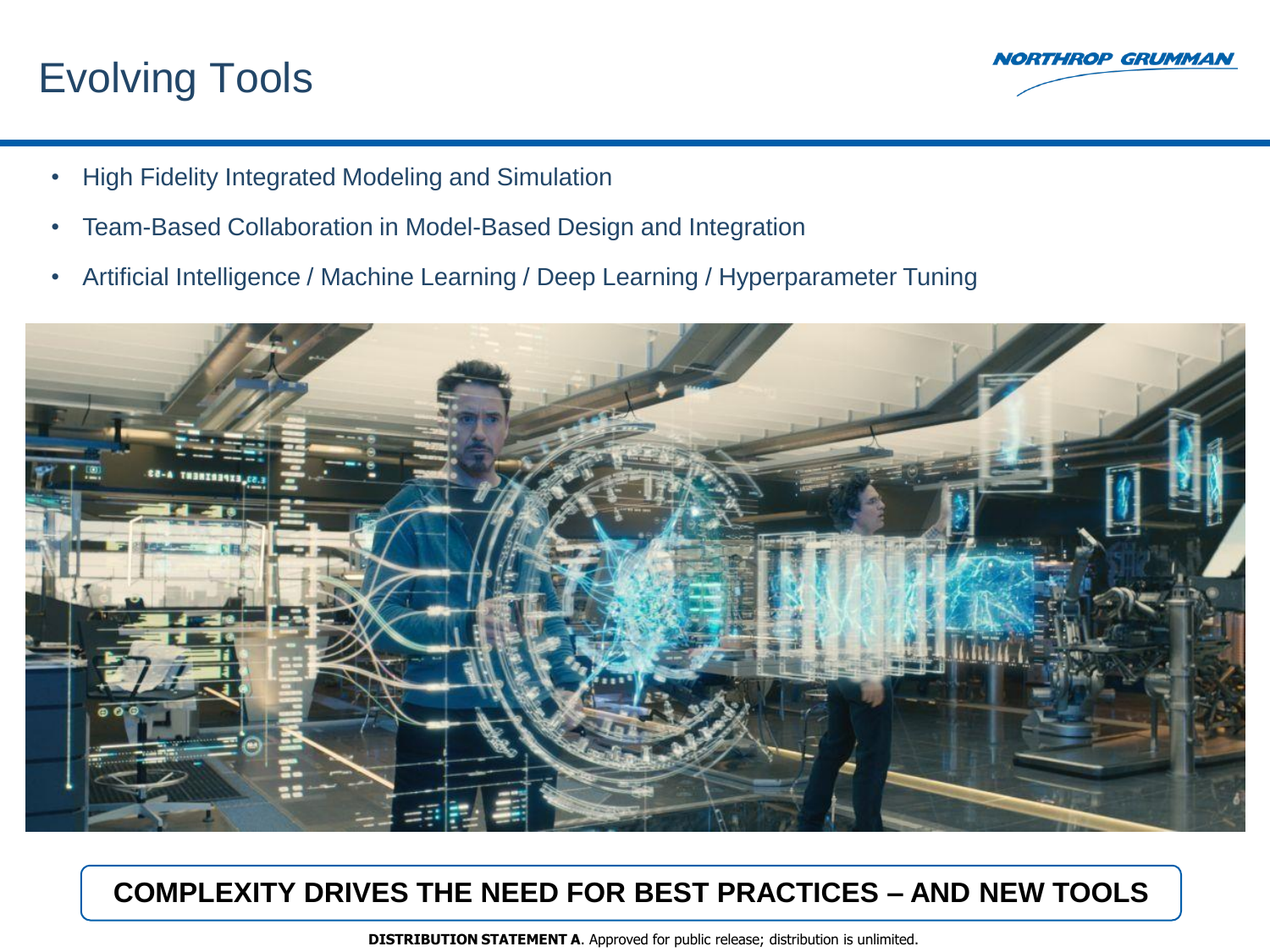# Evolving Tools

- High Fidelity Integrated Modeling and Simulation
- Team-Based Collaboration in Model-Based Design and Integration
- Artificial Intelligence / Machine Learning / Deep Learning / Hyperparameter Tuning

**COMPLEXITY DRIVES THE NEED FOR BEST PRACTICES – AND NEW TOOLS**

**DISTRIBUTION STATEMENT A**. Approved for public release; distribution is unlimited.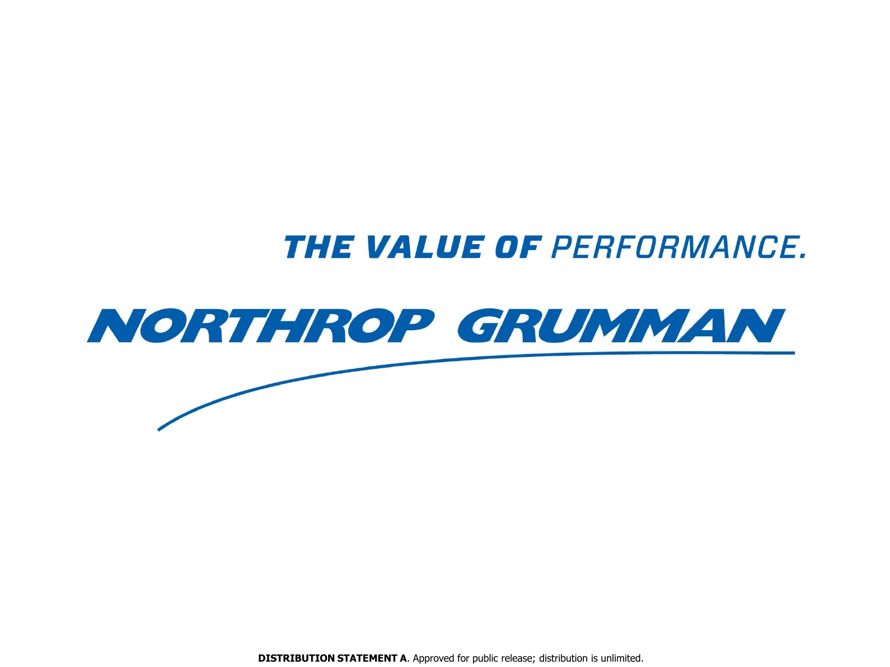THE VALUE OF PERFORMANCE.

NORTHROP GRUMMAN

**DISTRIBUTION STATEMENT A**. Approved for public release; distribution is unlimited.